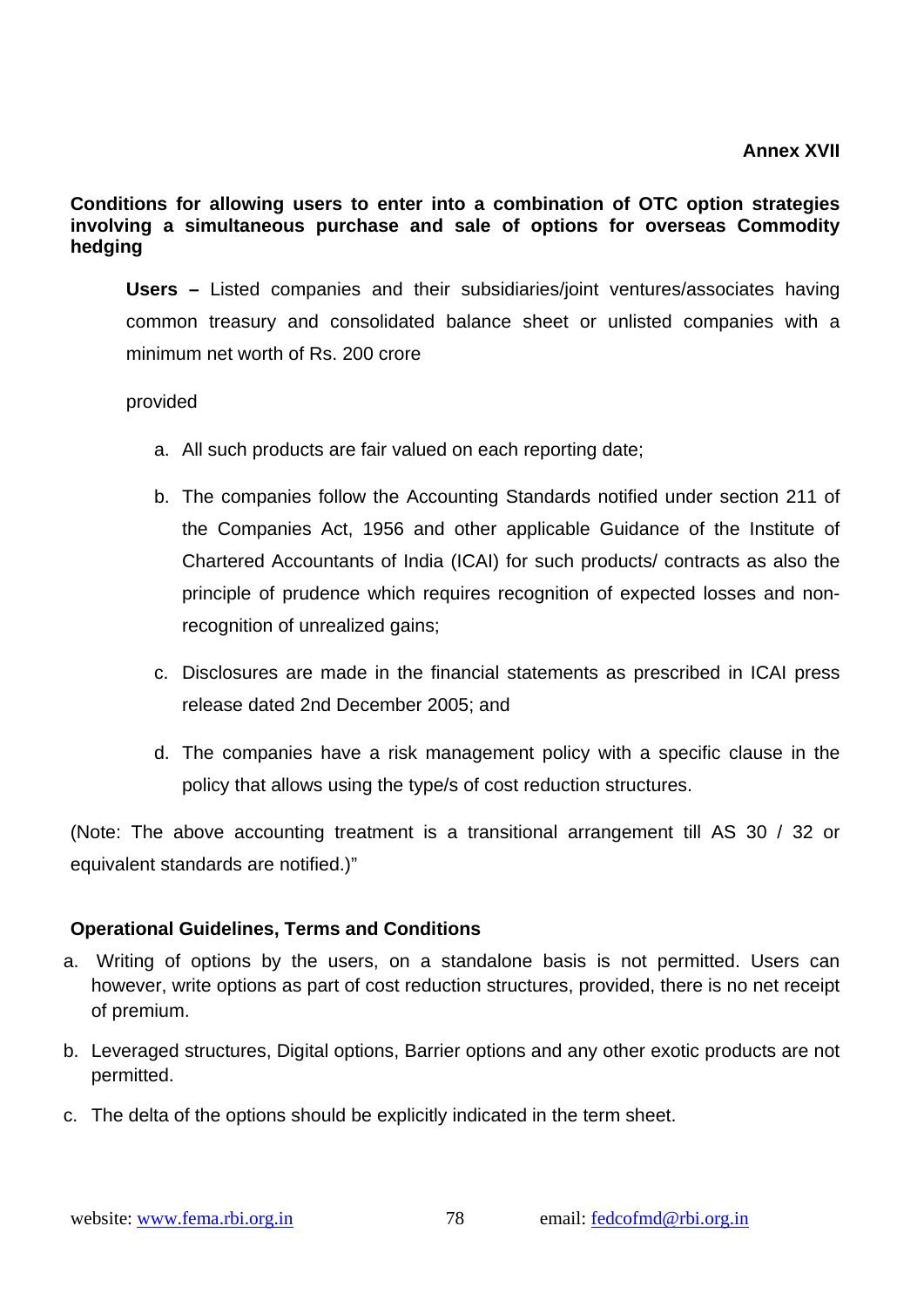**Annex XVII**

**Conditions for allowing users to enter into a combination of OTC option strategies involving a simultaneous purchase and sale of options for overseas Commodity hedging**

**Users –** Listed companies and their subsidiaries/joint ventures/associates having common treasury and consolidated balance sheet or unlisted companies with a minimum net worth of Rs. 200 crore

provided

a. All such products are fair valued on each reporting date;

b. The companies follow the Accounting Standards notified under section 211 of the Companies Act, 1956 and other applicable Guidance of the Institute of Chartered Accountants of India (ICAI) for such products/ contracts as also the principle of prudence which requires recognition of expected losses and non-recognition of unrealized gains;

c. Disclosures are made in the financial statements as prescribed in ICAI press release dated 2nd December 2005; and

d. The companies have a risk management policy with a specific clause in the policy that allows using the type/s of cost reduction structures.

(Note: The above accounting treatment is a transitional arrangement till AS 30 / 32 or equivalent standards are notified.)"

**Operational Guidelines, Terms and Conditions**

a. Writing of options by the users, on a standalone basis is not permitted. Users can however, write options as part of cost reduction structures, provided, there is no net receipt of premium.

b. Leveraged structures, Digital options, Barrier options and any other exotic products are not permitted.

c. The delta of the options should be explicitly indicated in the term sheet.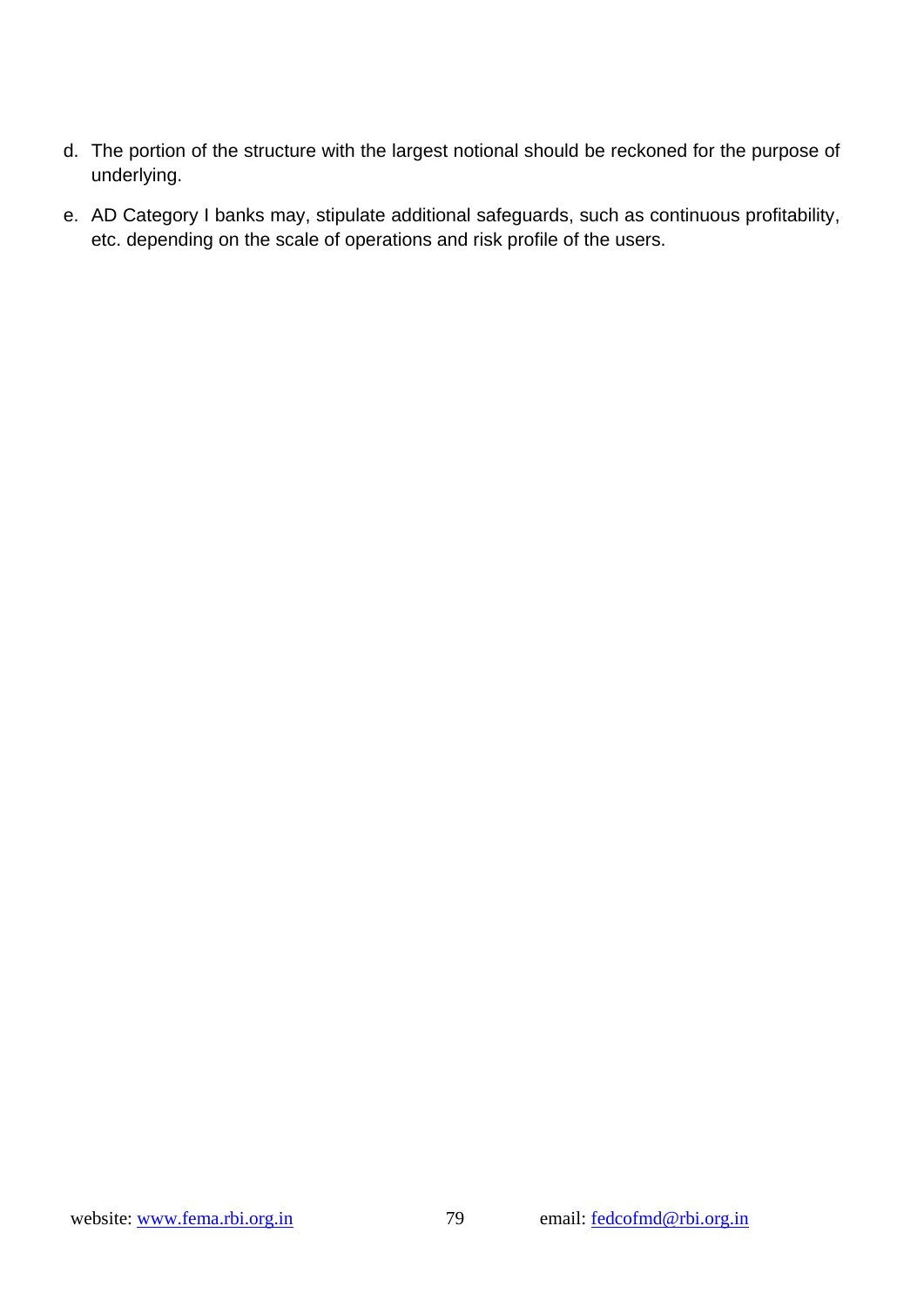d. The portion of the structure with the largest notional should be reckoned for the purpose of underlying.

e. AD Category I banks may, stipulate additional safeguards, such as continuous profitability, etc. depending on the scale of operations and risk profile of the users.